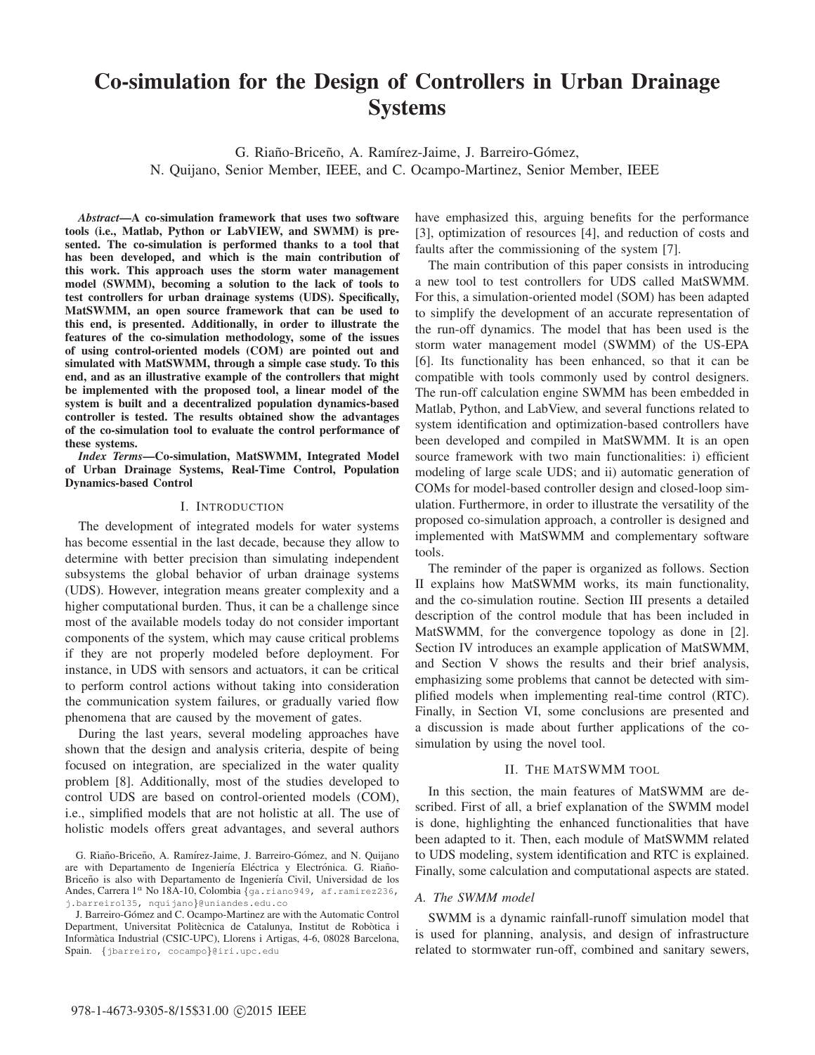# Co-simulation for the Design of Controllers in Urban Drainage Systems

G. Riaño-Briceño, A. Ramírez-Jaime, J. Barreiro-Gómez, N. Quijano, Senior Member, IEEE, and C. Ocampo-Martinez, Senior Member, IEEE

***Abstract*—A co-simulation framework that uses two software tools (i.e., Matlab, Python or LabVIEW, and SWMM) is presented. The co-simulation is performed thanks to a tool that has been developed, and which is the main contribution of this work. This approach uses the storm water management model (SWMM), becoming a solution to the lack of tools to test controllers for urban drainage systems (UDS). Specifically, MatSWMM, an open source framework that can be used to this end, is presented. Additionally, in order to illustrate the features of the co-simulation methodology, some of the issues of using control-oriented models (COM) are pointed out and simulated with MatSWMM, through a simple case study. To this end, and as an illustrative example of the controllers that might be implemented with the proposed tool, a linear model of the system is built and a decentralized population dynamics-based controller is tested. The results obtained show the advantages of the co-simulation tool to evaluate the control performance of these systems.**

***Index Terms*—Co-simulation, MatSWMM, Integrated Model of Urban Drainage Systems, Real-Time Control, Population Dynamics-based Control**

## I. Introduction

The development of integrated models for water systems has become essential in the last decade, because they allow to determine with better precision than simulating independent subsystems the global behavior of urban drainage systems (UDS). However, integration means greater complexity and a higher computational burden. Thus, it can be a challenge since most of the available models today do not consider important components of the system, which may cause critical problems if they are not properly modeled before deployment. For instance, in UDS with sensors and actuators, it can be critical to perform control actions without taking into consideration the communication system failures, or gradually varied flow phenomena that are caused by the movement of gates.

During the last years, several modeling approaches have shown that the design and analysis criteria, despite of being focused on integration, are specialized in the water quality problem [8]. Additionally, most of the studies developed to control UDS are based on control-oriented models (COM), i.e., simplified models that are not holistic at all. The use of holistic models offers great advantages, and several authors have emphasized this, arguing benefits for the performance [3], optimization of resources [4], and reduction of costs and faults after the commissioning of the system [7].

The main contribution of this paper consists in introducing a new tool to test controllers for UDS called MatSWMM. For this, a simulation-oriented model (SOM) has been adapted to simplify the development of an accurate representation of the run-off dynamics. The model that has been used is the storm water management model (SWMM) of the US-EPA [6]. Its functionality has been enhanced, so that it can be compatible with tools commonly used by control designers. The run-off calculation engine SWMM has been embedded in Matlab, Python, and LabView, and several functions related to system identification and optimization-based controllers have been developed and compiled in MatSWMM. It is an open source framework with two main functionalities: i) efficient modeling of large scale UDS; and ii) automatic generation of COMs for model-based controller design and closed-loop simulation. Furthermore, in order to illustrate the versatility of the proposed co-simulation approach, a controller is designed and implemented with MatSWMM and complementary software tools.

The reminder of the paper is organized as follows. Section II explains how MatSWMM works, its main functionality, and the co-simulation routine. Section III presents a detailed description of the control module that has been included in MatSWMM, for the convergence topology as done in [2]. Section IV introduces an example application of MatSWMM, and Section V shows the results and their brief analysis, emphasizing some problems that cannot be detected with simplified models when implementing real-time control (RTC). Finally, in Section VI, some conclusions are presented and a discussion is made about further applications of the co-simulation by using the novel tool.

## II. The MatSWMM tool

In this section, the main features of MatSWMM are described. First of all, a brief explanation of the SWMM model is done, highlighting the enhanced functionalities that have been adapted to it. Then, each module of MatSWMM related to UDS modeling, system identification and RTC is explained. Finally, some calculation and computational aspects are stated.

### A. The SWMM model

SWMM is a dynamic rainfall-runoff simulation model that is used for planning, analysis, and design of infrastructure related to stormwater run-off, combined and sanitary sewers,

G. Riaño-Briceño, A. Ramírez-Jaime, J. Barreiro-Gómez, and N. Quijano are with Departamento de Ingeniería Eléctrica y Electrónica. G. Riaño-Briceño is also with Departamento de Ingeniería Civil, Universidad de los Andes, Carrera 1$^{a}$ No 18A-10, Colombia {ga.riano949, af.ramirez236, j.barreiro135, nquijano}@uniandes.edu.co

J. Barreiro-Gómez and C. Ocampo-Martinez are with the Automatic Control Department, Universitat Politècnica de Catalunya, Institut de Robòtica i Informàtica Industrial (CSIC-UPC), Llorens i Artigas, 4-6, 08028 Barcelona, Spain. {jbarreiro, cocampo}@iri.upc.edu

978-1-4673-9305-8/15$31.00 ©2015 IEEE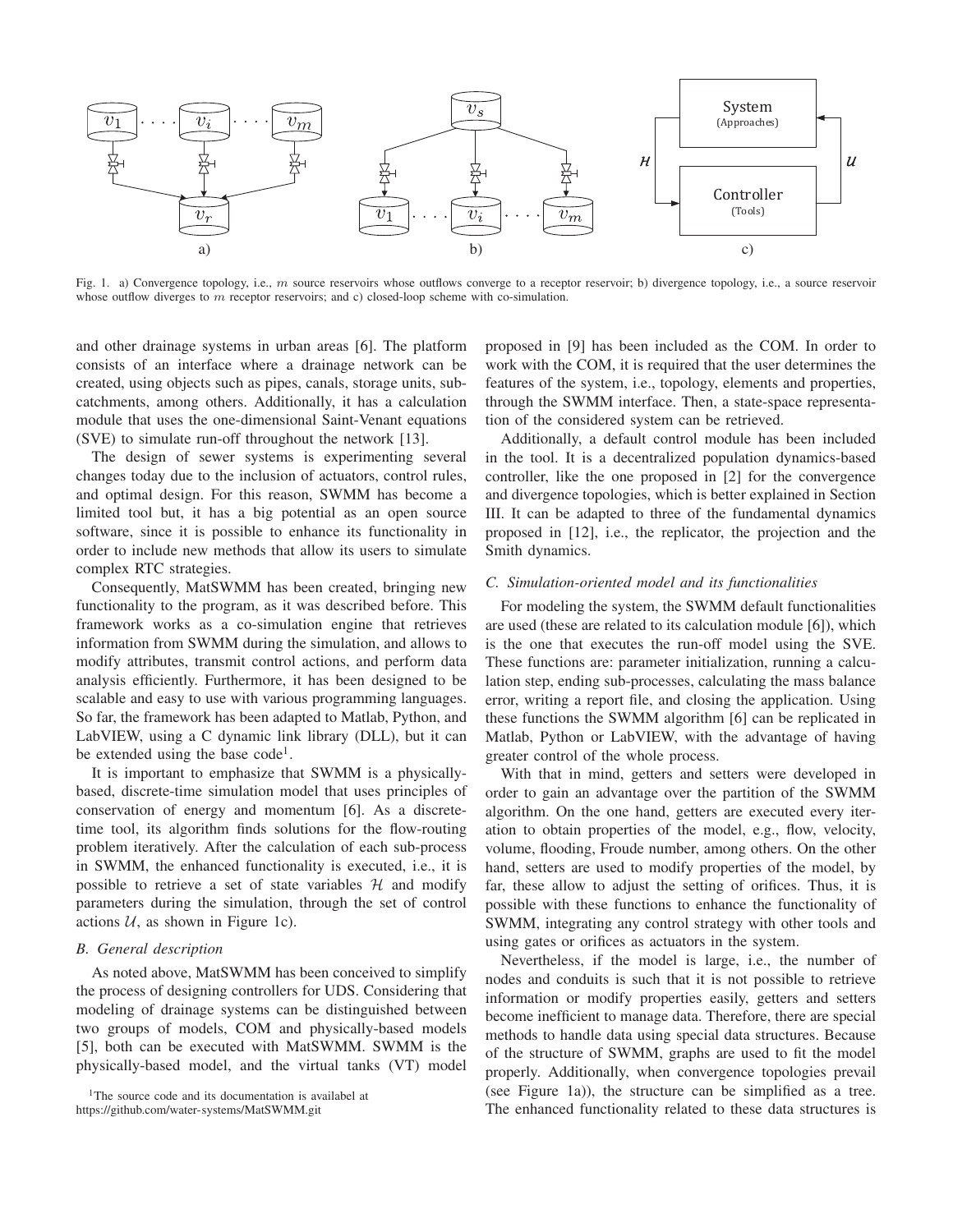a) 

b) 

c)

Fig. 1. a) Convergence topology, i.e., $m$ source reservoirs whose outflows converge to a receptor reservoir; b) divergence topology, i.e., a source reservoir whose outflow diverges to $m$ receptor reservoirs; and c) closed-loop scheme with co-simulation.

and other drainage systems in urban areas [6]. The platform consists of an interface where a drainage network can be created, using objects such as pipes, canals, storage units, sub-catchments, among others. Additionally, it has a calculation module that uses the one-dimensional Saint-Venant equations (SVE) to simulate run-off throughout the network [13].

The design of sewer systems is experimenting several changes today due to the inclusion of actuators, control rules, and optimal design. For this reason, SWMM has become a limited tool but, it has a big potential as an open source software, since it is possible to enhance its functionality in order to include new methods that allow its users to simulate complex RTC strategies.

Consequently, MatSWMM has been created, bringing new functionality to the program, as it was described before. This framework works as a co-simulation engine that retrieves information from SWMM during the simulation, and allows to modify attributes, transmit control actions, and perform data analysis efficiently. Furthermore, it has been designed to be scalable and easy to use with various programming languages. So far, the framework has been adapted to Matlab, Python, and LabVIEW, using a C dynamic link library (DLL), but it can be extended using the base code[1].

It is important to emphasize that SWMM is a physically-based, discrete-time simulation model that uses principles of conservation of energy and momentum [6]. As a discrete-time tool, its algorithm finds solutions for the flow-routing problem iteratively. After the calculation of each sub-process in SWMM, the enhanced functionality is executed, i.e., it is possible to retrieve a set of state variables $\mathcal{H}$ and modify parameters during the simulation, through the set of control actions $\mathcal{U}$, as shown in Figure 1c).

### B. General description

As noted above, MatSWMM has been conceived to simplify the process of designing controllers for UDS. Considering that modeling of drainage systems can be distinguished between two groups of models, COM and physically-based models [5], both can be executed with MatSWMM. SWMM is the physically-based model, and the virtual tanks (VT) model proposed in [9] has been included as the COM. In order to work with the COM, it is required that the user determines the features of the system, i.e., topology, elements and properties, through the SWMM interface. Then, a state-space representation of the considered system can be retrieved.

Additionally, a default control module has been included in the tool. It is a decentralized population dynamics-based controller, like the one proposed in [2] for the convergence and divergence topologies, which is better explained in Section III. It can be adapted to three of the fundamental dynamics proposed in [12], i.e., the replicator, the projection and the Smith dynamics.

### C. Simulation-oriented model and its functionalities

For modeling the system, the SWMM default functionalities are used (these are related to its calculation module [6]), which is the one that executes the run-off model using the SVE. These functions are: parameter initialization, running a calculation step, ending sub-processes, calculating the mass balance error, writing a report file, and closing the application. Using these functions the SWMM algorithm [6] can be replicated in Matlab, Python or LabVIEW, with the advantage of having greater control of the whole process.

With that in mind, getters and setters were developed in order to gain an advantage over the partition of the SWMM algorithm. On the one hand, getters are executed every iteration to obtain properties of the model, e.g., flow, velocity, volume, flooding, Froude number, among others. On the other hand, setters are used to modify properties of the model, by far, these allow to adjust the setting of orifices. Thus, it is possible with these functions to enhance the functionality of SWMM, integrating any control strategy with other tools and using gates or orifices as actuators in the system.

Nevertheless, if the model is large, i.e., the number of nodes and conduits is such that it is not possible to retrieve information or modify properties easily, getters and setters become inefficient to manage data. Therefore, there are special methods to handle data using special data structures. Because of the structure of SWMM, graphs are used to fit the model properly. Additionally, when convergence topologies prevail (see Figure 1a)), the structure can be simplified as a tree. The enhanced functionality related to these data structures is

[1] The source code and its documentation is availabel at https://github.com/water-systems/MatSWMM.git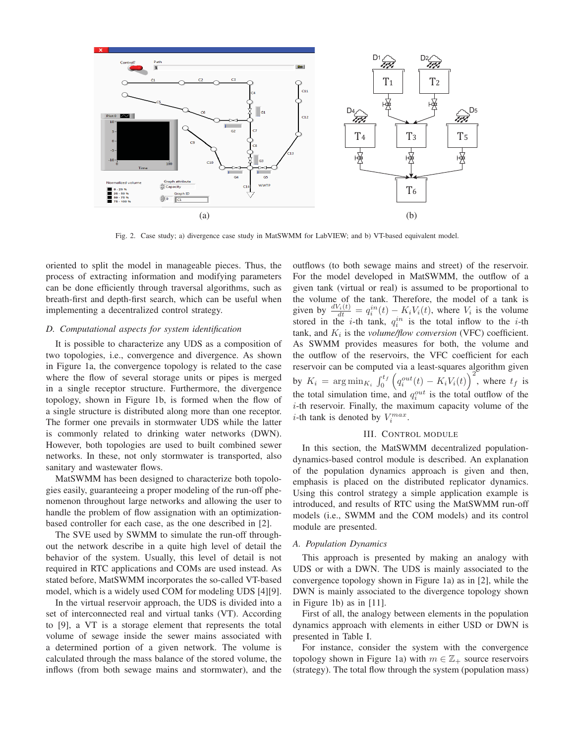Fig. 2. Case study; a) divergence case study in MatSWMM for LabVIEW; and b) VT-based equivalent model.

oriented to split the model in manageable pieces. Thus, the process of extracting information and modifying parameters can be done efficiently through traversal algorithms, such as breath-first and depth-first search, which can be useful when implementing a decentralized control strategy.

### D. Computational aspects for system identification

It is possible to characterize any UDS as a composition of two topologies, i.e., convergence and divergence. As shown in Figure 1a, the convergence topology is related to the case where the flow of several storage units or pipes is merged in a single receptor structure. Furthermore, the divergence topology, shown in Figure 1b, is formed when the flow of a single structure is distributed along more than one receptor. The former one prevails in stormwater UDS while the latter is commonly related to drinking water networks (DWN). However, both topologies are used to built combined sewer networks. In these, not only stormwater is transported, also sanitary and wastewater flows.

MatSWMM has been designed to characterize both topologies easily, guaranteeing a proper modeling of the run-off phenomenon throughout large networks and allowing the user to handle the problem of flow assignation with an optimization-based controller for each case, as the one described in [2].

The SVE used by SWMM to simulate the run-off throughout the network describe in a quite high level of detail the behavior of the system. Usually, this level of detail is not required in RTC applications and COMs are used instead. As stated before, MatSWMM incorporates the so-called VT-based model, which is a widely used COM for modeling UDS [4][9].

In the virtual reservoir approach, the UDS is divided into a set of interconnected real and virtual tanks (VT). According to [9], a VT is a storage element that represents the total volume of sewage inside the sewer mains associated with a determined portion of a given network. The volume is calculated through the mass balance of the stored volume, the inflows (from both sewage mains and stormwater), and the outflows (to both sewage mains and street) of the reservoir. For the model developed in MatSWMM, the outflow of a given tank (virtual or real) is assumed to be proportional to the volume of the tank. Therefore, the model of a tank is given by $\frac{dV_i(t)}{dt} = q_i^{in}(t) - K_i V_i(t)$, where $V_i$ is the volume stored in the $i$-th tank, $q_i^{in}$ is the total inflow to the $i$-th tank, and $K_i$ is the *volume/flow conversion* (VFC) coefficient. As SWMM provides measures for both, the volume and the outflow of the reservoirs, the VFC coefficient for each reservoir can be computed via a least-squares algorithm given by $K_i = \arg\min_{K_i} \int_0^{t_f} \left( q_i^{out}(t) - K_i V_i(t) \right)^2$, where $t_f$ is the total simulation time, and $q_i^{out}$ is the total outflow of the $i$-th reservoir. Finally, the maximum capacity volume of the $i$-th tank is denoted by $V_i^{max}$.

## III. Control Module

In this section, the MatSWMM decentralized population-dynamics-based control module is described. An explanation of the population dynamics approach is given and then, emphasis is placed on the distributed replicator dynamics. Using this control strategy a simple application example is introduced, and results of RTC using the MatSWMM run-off models (i.e., SWMM and the COM models) and its control module are presented.

### A. Population Dynamics

This approach is presented by making an analogy with UDS or with a DWN. The UDS is mainly associated to the convergence topology shown in Figure 1a) as in [2], while the DWN is mainly associated to the divergence topology shown in Figure 1b) as in [11].

First of all, the analogy between elements in the population dynamics approach with elements in either USD or DWN is presented in Table I.

For instance, consider the system with the convergence topology shown in Figure 1a) with $m \in \mathbb{Z}_+$ source reservoirs (strategy). The total flow through the system (population mass)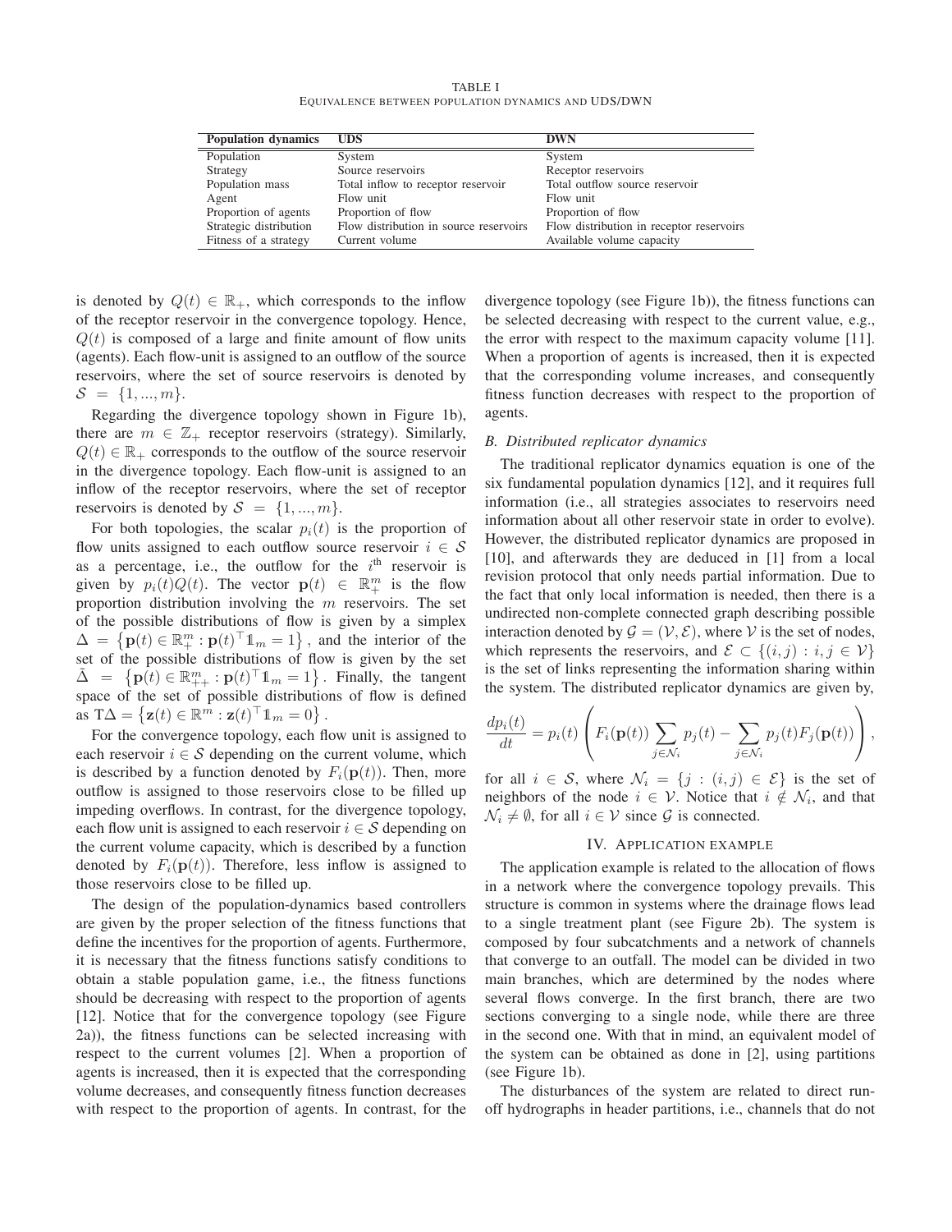TABLE I

EQUIVALENCE BETWEEN POPULATION DYNAMICS AND UDS/DWN

| Population dynamics | UDS | DWN |
| --- | --- | --- |
| Population | System | System |
| Strategy | Source reservoirs | Receptor reservoirs |
| Population mass | Total inflow to receptor reservoir | Total outflow source reservoir |
| Agent | Flow unit | Flow unit |
| Proportion of agents | Proportion of flow | Proportion of flow |
| Strategic distribution | Flow distribution in source reservoirs | Flow distribution in receptor reservoirs |
| Fitness of a strategy | Current volume | Available volume capacity |

is denoted by $Q(t) \in \mathbb{R}_+$, which corresponds to the inflow of the receptor reservoir in the convergence topology. Hence, $Q(t)$ is composed of a large and finite amount of flow units (agents). Each flow-unit is assigned to an outflow of the source reservoirs, where the set of source reservoirs is denoted by $\mathcal{S} = \{1, ..., m\}$.

Regarding the divergence topology shown in Figure 1b), there are $m \in \mathbb{Z}_+$ receptor reservoirs (strategy). Similarly, $Q(t) \in \mathbb{R}_+$ corresponds to the outflow of the source reservoir in the divergence topology. Each flow-unit is assigned to an inflow of the receptor reservoirs, where the set of receptor reservoirs is denoted by $\mathcal{S} = \{1, ..., m\}$.

For both topologies, the scalar $p_i(t)$ is the proportion of flow units assigned to each outflow source reservoir $i \in \mathcal{S}$ as a percentage, i.e., the outflow for the $i^{\text{th}}$ reservoir is given by $p_i(t)Q(t)$. The vector $\mathbf{p}(t) \in \mathbb{R}^m_+$ is the flow proportion distribution involving the $m$ reservoirs. The set of the possible distributions of flow is given by a simplex $\Delta = \left\{\mathbf{p}(t) \in \mathbb{R}^m_+ : \mathbf{p}(t)^\top \mathbb{1}_m = 1\right\}$, and the interior of the set of the possible distributions of flow is given by the set $\tilde{\Delta} = \left\{\mathbf{p}(t) \in \mathbb{R}^m_{++} : \mathbf{p}(t)^\top \mathbb{1}_m = 1\right\}$. Finally, the tangent space of the set of possible distributions of flow is defined as $\mathrm{T}\Delta = \left\{\mathbf{z}(t) \in \mathbb{R}^m : \mathbf{z}(t)^\top \mathbb{1}_m = 0\right\}$.

For the convergence topology, each flow unit is assigned to each reservoir $i \in \mathcal{S}$ depending on the current volume, which is described by a function denoted by $F_i(\mathbf{p}(t))$. Then, more outflow is assigned to those reservoirs close to be filled up impeding overflows. In contrast, for the divergence topology, each flow unit is assigned to each reservoir $i \in \mathcal{S}$ depending on the current volume capacity, which is described by a function denoted by $F_i(\mathbf{p}(t))$. Therefore, less inflow is assigned to those reservoirs close to be filled up.

The design of the population-dynamics based controllers are given by the proper selection of the fitness functions that define the incentives for the proportion of agents. Furthermore, it is necessary that the fitness functions satisfy conditions to obtain a stable population game, i.e., the fitness functions should be decreasing with respect to the proportion of agents [12]. Notice that for the convergence topology (see Figure 2a)), the fitness functions can be selected increasing with respect to the current volumes [2]. When a proportion of agents is increased, then it is expected that the corresponding volume decreases, and consequently fitness function decreases with respect to the proportion of agents. In contrast, for the divergence topology (see Figure 1b)), the fitness functions can be selected decreasing with respect to the current value, e.g., the error with respect to the maximum capacity volume [11]. When a proportion of agents is increased, then it is expected that the corresponding volume increases, and consequently fitness function decreases with respect to the proportion of agents.

### B. Distributed replicator dynamics

The traditional replicator dynamics equation is one of the six fundamental population dynamics [12], and it requires full information (i.e., all strategies associates to reservoirs need information about all other reservoir state in order to evolve). However, the distributed replicator dynamics are proposed in [10], and afterwards they are deduced in [1] from a local revision protocol that only needs partial information. Due to the fact that only local information is needed, then there is a undirected non-complete connected graph describing possible interaction denoted by $\mathcal{G} = (\mathcal{V}, \mathcal{E})$, where $\mathcal{V}$ is the set of nodes, which represents the reservoirs, and $\mathcal{E} \subset \{(i,j) : i,j \in \mathcal{V}\}$ is the set of links representing the information sharing within the system. The distributed replicator dynamics are given by,

$$\frac{dp_i(t)}{dt} = p_i(t) \left( F_i(\mathbf{p}(t)) \sum_{j \in \mathcal{N}_i} p_j(t) - \sum_{j \in \mathcal{N}_i} p_j(t) F_j(\mathbf{p}(t)) \right),$$

for all $i \in \mathcal{S}$, where $\mathcal{N}_i = \{j : (i,j) \in \mathcal{E}\}$ is the set of neighbors of the node $i \in \mathcal{V}$. Notice that $i \notin \mathcal{N}_i$, and that $\mathcal{N}_i \neq \emptyset$, for all $i \in \mathcal{V}$ since $\mathcal{G}$ is connected.

## IV. APPLICATION EXAMPLE

The application example is related to the allocation of flows in a network where the convergence topology prevails. This structure is common in systems where the drainage flows lead to a single treatment plant (see Figure 2b). The system is composed by four subcatchments and a network of channels that converge to an outfall. The model can be divided in two main branches, which are determined by the nodes where several flows converge. In the first branch, there are two sections converging to a single node, while there are three in the second one. With that in mind, an equivalent model of the system can be obtained as done in [2], using partitions (see Figure 1b).

The disturbances of the system are related to direct run-off hydrographs in header partitions, i.e., channels that do not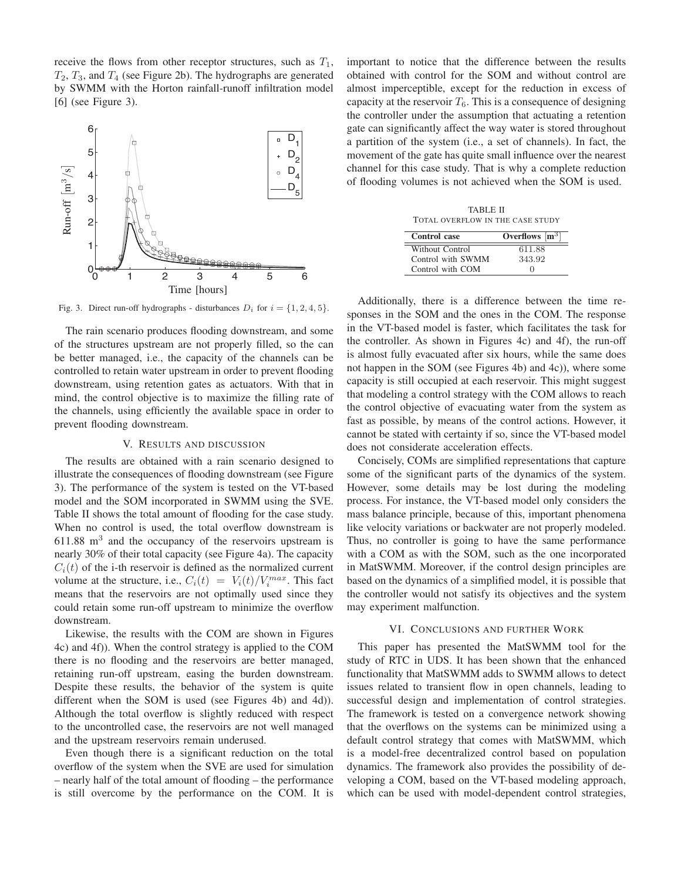receive the flows from other receptor structures, such as $T_1$, $T_2$, $T_3$, and $T_4$ (see Figure 2b). The hydrographs are generated by SWMM with the Horton rainfall-runoff infiltration model [6] (see Figure 3).

Run-off $[\mathrm{m}^3/\mathrm{s}]$

Time [hours]

$D_1$
$D_2$
$D_4$
$D_5$

0 1 2 3 4 5 6

Fig. 3. Direct run-off hydrographs - disturbances $D_i$ for $i = \{1, 2, 4, 5\}$.

The rain scenario produces flooding downstream, and some of the structures upstream are not properly filled, so the can be better managed, i.e., the capacity of the channels can be controlled to retain water upstream in order to prevent flooding downstream, using retention gates as actuators. With that in mind, the control objective is to maximize the filling rate of the channels, using efficiently the available space in order to prevent flooding downstream.

## V. Results and discussion

The results are obtained with a rain scenario designed to illustrate the consequences of flooding downstream (see Figure 3). The performance of the system is tested on the VT-based model and the SOM incorporated in SWMM using the SVE. Table II shows the total amount of flooding for the case study. When no control is used, the total overflow downstream is 611.88 $\mathrm{m}^3$ and the occupancy of the reservoirs upstream is nearly 30% of their total capacity (see Figure 4a). The capacity $C_i(t)$ of the i-th reservoir is defined as the normalized current volume at the structure, i.e., $C_i(t) = V_i(t)/V_i^{max}$. This fact means that the reservoirs are not optimally used since they could retain some run-off upstream to minimize the overflow downstream.

Likewise, the results with the COM are shown in Figures 4c) and 4f)). When the control strategy is applied to the COM there is no flooding and the reservoirs are better managed, retaining run-off upstream, easing the burden downstream. Despite these results, the behavior of the system is quite different when the SOM is used (see Figures 4b) and 4d)). Although the total overflow is slightly reduced with respect to the uncontrolled case, the reservoirs are not well managed and the upstream reservoirs remain underused.

Even though there is a significant reduction on the total overflow of the system when the SVE are used for simulation – nearly half of the total amount of flooding – the performance is still overcome by the performance on the COM. It is important to notice that the difference between the results obtained with control for the SOM and without control are almost imperceptible, except for the reduction in excess of capacity at the reservoir $T_6$. This is a consequence of designing the controller under the assumption that actuating a retention gate can significantly affect the way water is stored throughout a partition of the system (i.e., a set of channels). In fact, the movement of the gate has quite small influence over the nearest channel for this case study. That is why a complete reduction of flooding volumes is not achieved when the SOM is used.

TABLE II
Total overflow in the case study

| Control case | Overflows $[\mathrm{m}^3]$ |
|---|---|
| Without Control | 611.88 |
| Control with SWMM | 343.92 |
| Control with COM | 0 |

Additionally, there is a difference between the time responses in the SOM and the ones in the COM. The response in the VT-based model is faster, which facilitates the task for the controller. As shown in Figures 4c) and 4f), the run-off is almost fully evacuated after six hours, while the same does not happen in the SOM (see Figures 4b) and 4c)), where some capacity is still occupied at each reservoir. This might suggest that modeling a control strategy with the COM allows to reach the control objective of evacuating water from the system as fast as possible, by means of the control actions. However, it cannot be stated with certainty if so, since the VT-based model does not considerate acceleration effects.

Concisely, COMs are simplified representations that capture some of the significant parts of the dynamics of the system. However, some details may be lost during the modeling process. For instance, the VT-based model only considers the mass balance principle, because of this, important phenomena like velocity variations or backwater are not properly modeled. Thus, no controller is going to have the same performance with a COM as with the SOM, such as the one incorporated in MatSWMM. Moreover, if the control design principles are based on the dynamics of a simplified model, it is possible that the controller would not satisfy its objectives and the system may experiment malfunction.

## VI. Conclusions and further Work

This paper has presented the MatSWMM tool for the study of RTC in UDS. It has been shown that the enhanced functionality that MatSWMM adds to SWMM allows to detect issues related to transient flow in open channels, leading to successful design and implementation of control strategies. The framework is tested on a convergence network showing that the overflows on the systems can be minimized using a default control strategy that comes with MatSWMM, which is a model-free decentralized control based on population dynamics. The framework also provides the possibility of developing a COM, based on the VT-based modeling approach, which can be used with model-dependent control strategies,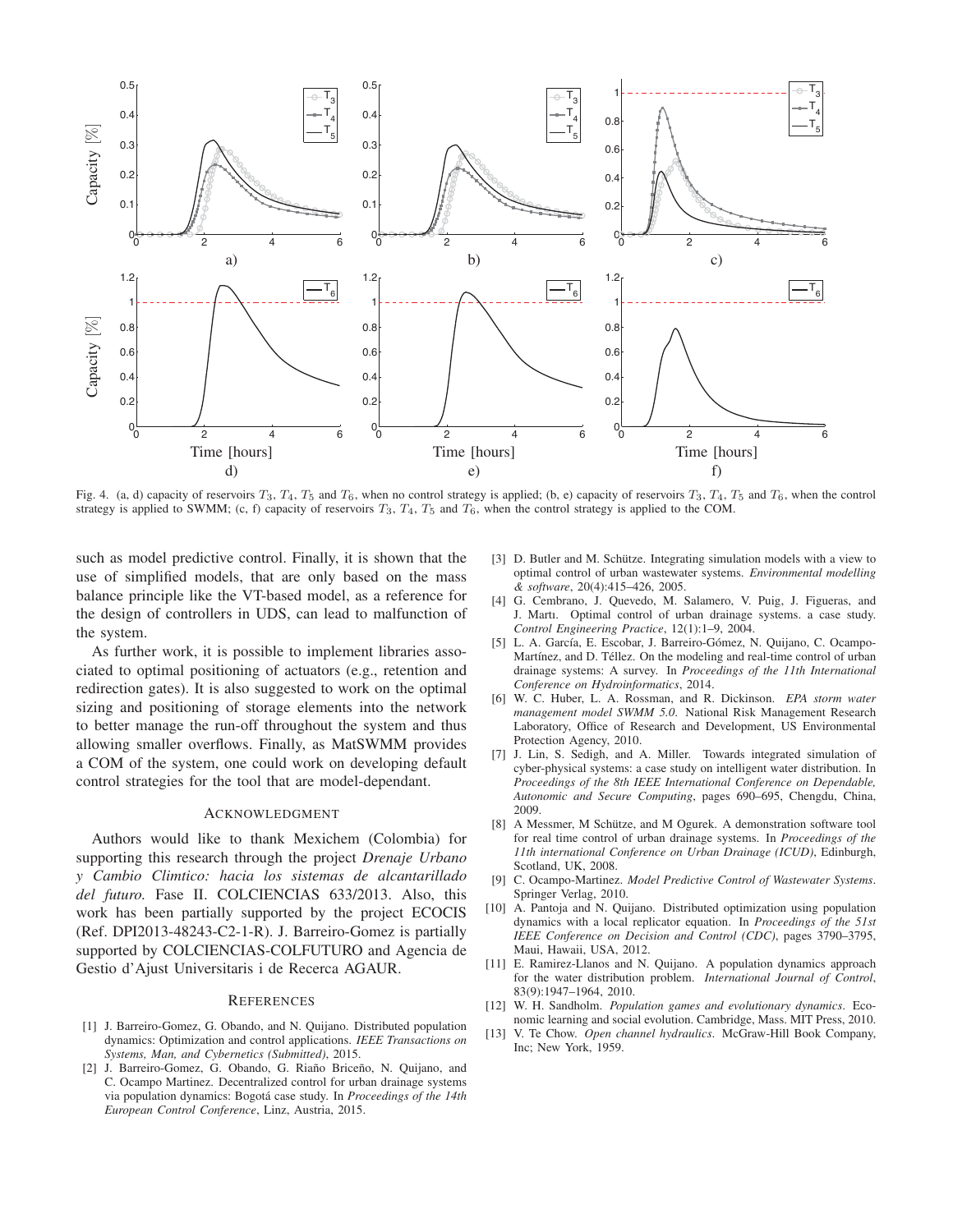a) b) c)

d) e) f)

Capacity [%]

Time [hours]

$T_3$ $T_4$ $T_5$ $T_6$

Fig. 4. (a, d) capacity of reservoirs $T_3$, $T_4$, $T_5$ and $T_6$, when no control strategy is applied; (b, e) capacity of reservoirs $T_3$, $T_4$, $T_5$ and $T_6$, when the control strategy is applied to SWMM; (c, f) capacity of reservoirs $T_3$, $T_4$, $T_5$ and $T_6$, when the control strategy is applied to the COM.

such as model predictive control. Finally, it is shown that the use of simplified models, that are only based on the mass balance principle like the VT-based model, as a reference for the design of controllers in UDS, can lead to malfunction of the system.

As further work, it is possible to implement libraries associated to optimal positioning of actuators (e.g., retention and redirection gates). It is also suggested to work on the optimal sizing and positioning of storage elements into the network to better manage the run-off throughout the system and thus allowing smaller overflows. Finally, as MatSWMM provides a COM of the system, one could work on developing default control strategies for the tool that are model-dependant.

## Acknowledgment

Authors would like to thank Mexichem (Colombia) for supporting this research through the project *Drenaje Urbano y Cambio Climtico: hacia los sistemas de alcantarillado del futuro.* Fase II. COLCIENCIAS 633/2013. Also, this work has been partially supported by the project ECOCIS (Ref. DPI2013-48243-C2-1-R). J. Barreiro-Gomez is partially supported by COLCIENCIAS-COLFUTURO and Agencia de Gestio d'Ajust Universitaris i de Recerca AGAUR.

## References

[1] J. Barreiro-Gomez, G. Obando, and N. Quijano. Distributed population dynamics: Optimization and control applications. *IEEE Transactions on Systems, Man, and Cybernetics (Submitted)*, 2015.

[2] J. Barreiro-Gomez, G. Obando, G. Riaño Briceño, N. Quijano, and C. Ocampo Martinez. Decentralized control for urban drainage systems via population dynamics: Bogotá case study. In *Proceedings of the 14th European Control Conference*, Linz, Austria, 2015.

[3] D. Butler and M. Schütze. Integrating simulation models with a view to optimal control of urban wastewater systems. *Environmental modelling & software*, 20(4):415–426, 2005.

[4] G. Cembrano, J. Quevedo, M. Salamero, V. Puig, J. Figueras, and J. Martı. Optimal control of urban drainage systems. a case study. *Control Engineering Practice*, 12(1):1–9, 2004.

[5] L. A. García, E. Escobar, J. Barreiro-Gómez, N. Quijano, C. Ocampo-Martínez, and D. Téllez. On the modeling and real-time control of urban drainage systems: A survey. In *Proceedings of the 11th International Conference on Hydroinformatics*, 2014.

[6] W. C. Huber, L. A. Rossman, and R. Dickinson. *EPA storm water management model SWMM 5.0*. National Risk Management Research Laboratory, Office of Research and Development, US Environmental Protection Agency, 2010.

[7] J. Lin, S. Sedigh, and A. Miller. Towards integrated simulation of cyber-physical systems: a case study on intelligent water distribution. In *Proceedings of the 8th IEEE International Conference on Dependable, Autonomic and Secure Computing*, pages 690–695, Chengdu, China, 2009.

[8] A Messmer, M Schütze, and M Ogurek. A demonstration software tool for real time control of urban drainage systems. In *Proceedings of the 11th international Conference on Urban Drainage (ICUD)*, Edinburgh, Scotland, UK, 2008.

[9] C. Ocampo-Martinez. *Model Predictive Control of Wastewater Systems*. Springer Verlag, 2010.

[10] A. Pantoja and N. Quijano. Distributed optimization using population dynamics with a local replicator equation. In *Proceedings of the 51st IEEE Conference on Decision and Control (CDC)*, pages 3790–3795, Maui, Hawaii, USA, 2012.

[11] E. Ramirez-Llanos and N. Quijano. A population dynamics approach for the water distribution problem. *International Journal of Control*, 83(9):1947–1964, 2010.

[12] W. H. Sandholm. *Population games and evolutionary dynamics*. Economic learning and social evolution. Cambridge, Mass. MIT Press, 2010.

[13] V. Te Chow. *Open channel hydraulics*. McGraw-Hill Book Company, Inc; New York, 1959.